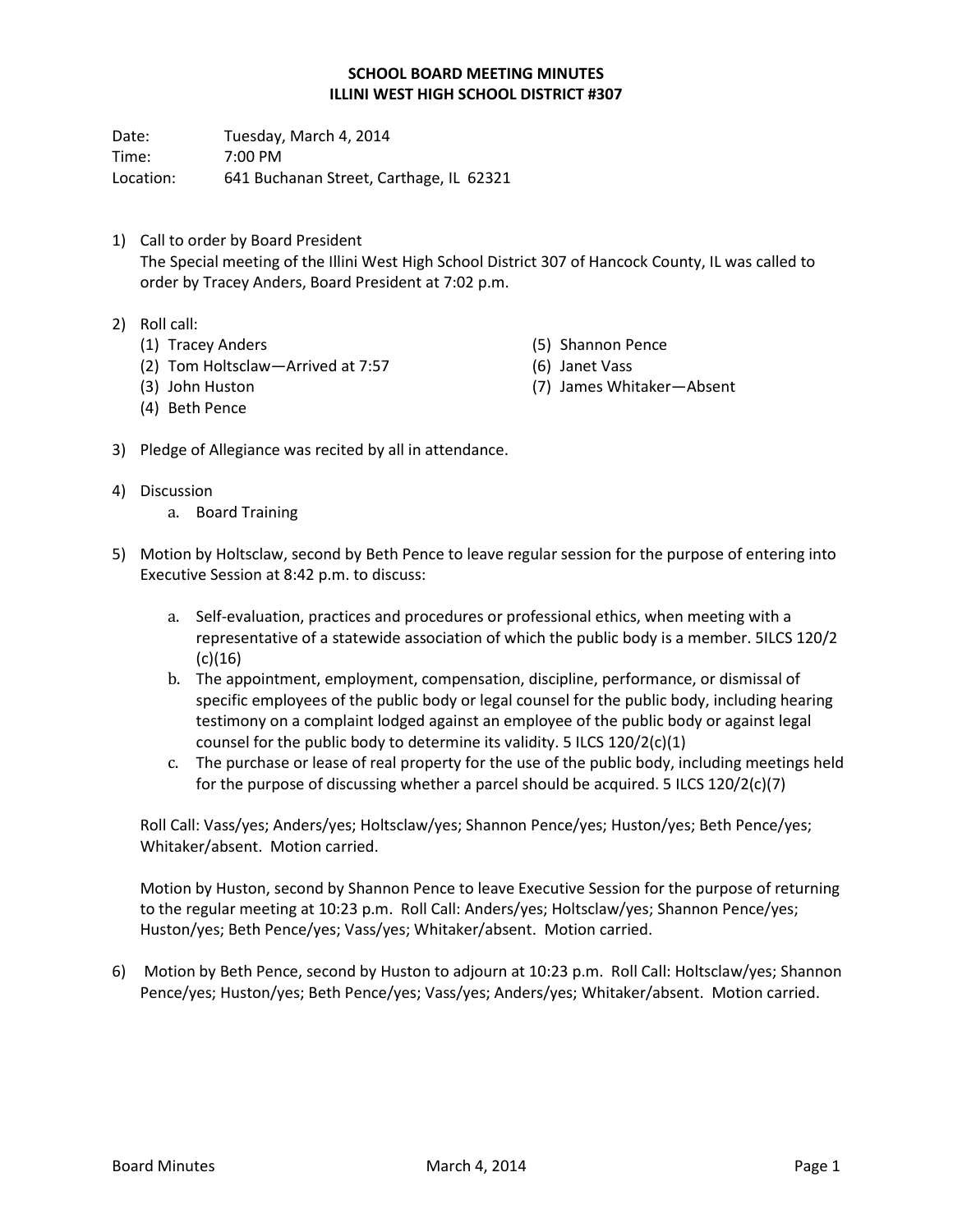# SCHOOL BOARD MEETING MINUTES
## ILLINI WEST HIGH SCHOOL DISTRICT #307

Date: Tuesday, March 4, 2014
Time: 7:00 PM
Location: 641 Buchanan Street, Carthage, IL 62321

1) Call to order by Board President
   The Special meeting of the Illini West High School District 307 of Hancock County, IL was called to order by Tracey Anders, Board President at 7:02 p.m.

2) Roll call:
   (1) Tracey Anders
   (2) Tom Holtsclaw—Arrived at 7:57
   (3) John Huston
   (4) Beth Pence
   (5) Shannon Pence
   (6) Janet Vass
   (7) James Whitaker—Absent

3) Pledge of Allegiance was recited by all in attendance.

4) Discussion
   a. Board Training

5) Motion by Holtsclaw, second by Beth Pence to leave regular session for the purpose of entering into Executive Session at 8:42 p.m. to discuss:

   a. Self-evaluation, practices and procedures or professional ethics, when meeting with a representative of a statewide association of which the public body is a member. 5ILCS 120/2 (c)(16)
   b. The appointment, employment, compensation, discipline, performance, or dismissal of specific employees of the public body or legal counsel for the public body, including hearing testimony on a complaint lodged against an employee of the public body or against legal counsel for the public body to determine its validity. 5 ILCS 120/2(c)(1)
   c. The purchase or lease of real property for the use of the public body, including meetings held for the purpose of discussing whether a parcel should be acquired. 5 ILCS 120/2(c)(7)

   Roll Call: Vass/yes; Anders/yes; Holtsclaw/yes; Shannon Pence/yes; Huston/yes; Beth Pence/yes; Whitaker/absent. Motion carried.

   Motion by Huston, second by Shannon Pence to leave Executive Session for the purpose of returning to the regular meeting at 10:23 p.m. Roll Call: Anders/yes; Holtsclaw/yes; Shannon Pence/yes; Huston/yes; Beth Pence/yes; Vass/yes; Whitaker/absent. Motion carried.

6) Motion by Beth Pence, second by Huston to adjourn at 10:23 p.m. Roll Call: Holtsclaw/yes; Shannon Pence/yes; Huston/yes; Beth Pence/yes; Vass/yes; Anders/yes; Whitaker/absent. Motion carried.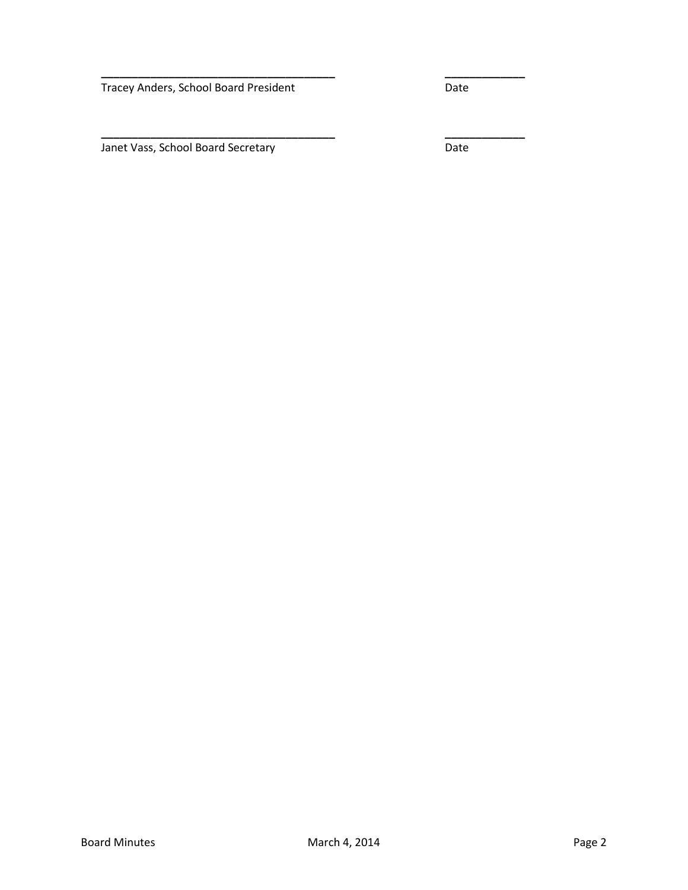\_\_\_\_\_\_\_\_\_\_\_\_\_\_\_\_\_\_\_\_\_\_\_\_\_\_\_\_\_\_\_\_\_\_\_\_ \_\_\_\_\_\_\_\_\_\_\_\_

Tracey Anders, School Board President Date

\_\_\_\_\_\_\_\_\_\_\_\_\_\_\_\_\_\_\_\_\_\_\_\_\_\_\_\_\_\_\_\_\_\_\_\_ \_\_\_\_\_\_\_\_\_\_\_\_

Janet Vass, School Board Secretary Date